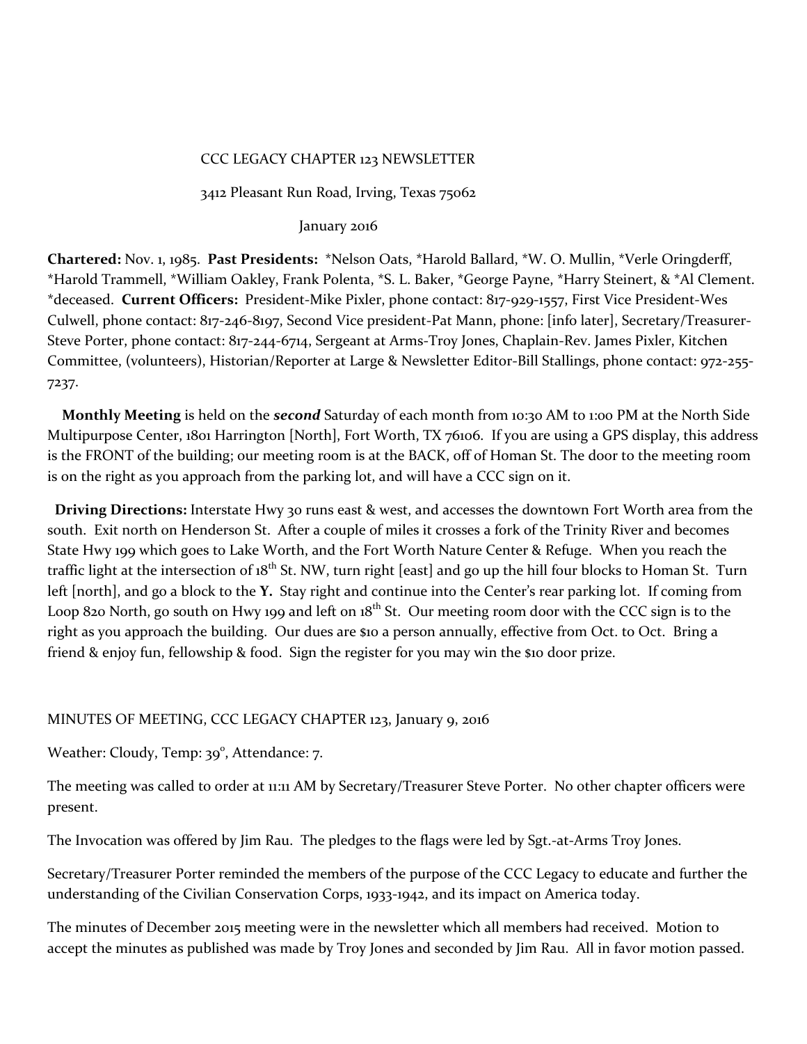CCC LEGACY CHAPTER 123 NEWSLETTER

3412 Pleasant Run Road, Irving, Texas 75062

January 2016

**Chartered:** Nov. 1, 1985. **Past Presidents:** *Nelson Oats, *Harold Ballard, *W. O. Mullin, *Verle Oringderff, *Harold Trammell, *William Oakley, Frank Polenta, *S. L. Baker, *George Payne, *Harry Steinert, & *Al Clement. *deceased. **Current Officers:** President-Mike Pixler, phone contact: 817-929-1557, First Vice President-Wes Culwell, phone contact: 817-246-8197, Second Vice president-Pat Mann, phone: [info later], Secretary/Treasurer-Steve Porter, phone contact: 817-244-6714, Sergeant at Arms-Troy Jones, Chaplain-Rev. James Pixler, Kitchen Committee, (volunteers), Historian/Reporter at Large & Newsletter Editor-Bill Stallings, phone contact: 972-255-7237.

**Monthly Meeting** is held on the ***second*** Saturday of each month from 10:30 AM to 1:00 PM at the North Side Multipurpose Center, 1801 Harrington [North], Fort Worth, TX 76106. If you are using a GPS display, this address is the FRONT of the building; our meeting room is at the BACK, off of Homan St. The door to the meeting room is on the right as you approach from the parking lot, and will have a CCC sign on it.

**Driving Directions:** Interstate Hwy 30 runs east & west, and accesses the downtown Fort Worth area from the south. Exit north on Henderson St. After a couple of miles it crosses a fork of the Trinity River and becomes State Hwy 199 which goes to Lake Worth, and the Fort Worth Nature Center & Refuge. When you reach the traffic light at the intersection of 18th St. NW, turn right [east] and go up the hill four blocks to Homan St. Turn left [north], and go a block to the **Y.** Stay right and continue into the Center's rear parking lot. If coming from Loop 820 North, go south on Hwy 199 and left on 18th St. Our meeting room door with the CCC sign is to the right as you approach the building. Our dues are $10 a person annually, effective from Oct. to Oct. Bring a friend & enjoy fun, fellowship & food. Sign the register for you may win the $10 door prize.

MINUTES OF MEETING, CCC LEGACY CHAPTER 123, January 9, 2016

Weather: Cloudy, Temp: 39°, Attendance: 7.

The meeting was called to order at 11:11 AM by Secretary/Treasurer Steve Porter. No other chapter officers were present.

The Invocation was offered by Jim Rau. The pledges to the flags were led by Sgt.-at-Arms Troy Jones.

Secretary/Treasurer Porter reminded the members of the purpose of the CCC Legacy to educate and further the understanding of the Civilian Conservation Corps, 1933-1942, and its impact on America today.

The minutes of December 2015 meeting were in the newsletter which all members had received. Motion to accept the minutes as published was made by Troy Jones and seconded by Jim Rau. All in favor motion passed.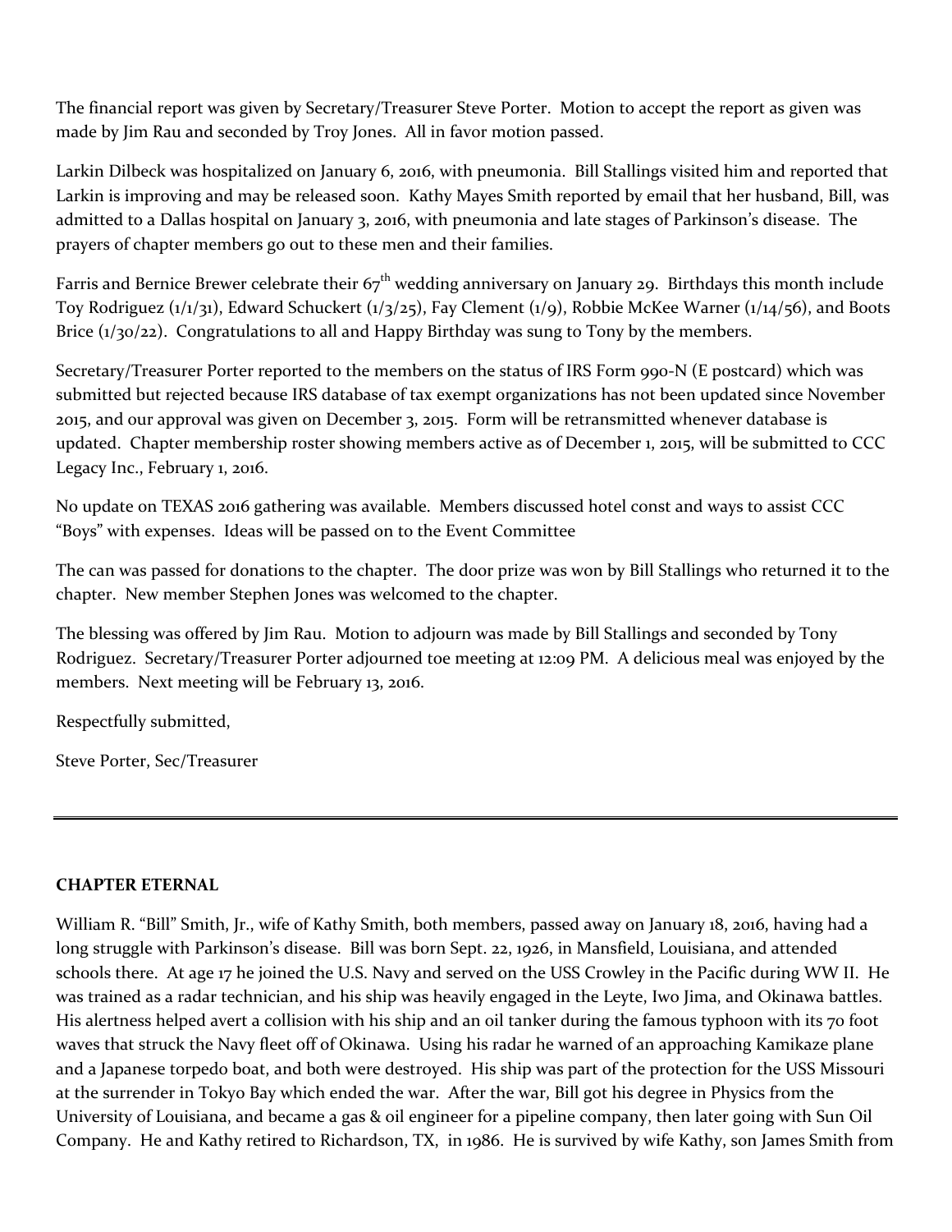The financial report was given by Secretary/Treasurer Steve Porter. Motion to accept the report as given was made by Jim Rau and seconded by Troy Jones. All in favor motion passed.

Larkin Dilbeck was hospitalized on January 6, 2016, with pneumonia. Bill Stallings visited him and reported that Larkin is improving and may be released soon. Kathy Mayes Smith reported by email that her husband, Bill, was admitted to a Dallas hospital on January 3, 2016, with pneumonia and late stages of Parkinson's disease. The prayers of chapter members go out to these men and their families.

Farris and Bernice Brewer celebrate their 67th wedding anniversary on January 29. Birthdays this month include Toy Rodriguez (1/1/31), Edward Schuckert (1/3/25), Fay Clement (1/9), Robbie McKee Warner (1/14/56), and Boots Brice (1/30/22). Congratulations to all and Happy Birthday was sung to Tony by the members.

Secretary/Treasurer Porter reported to the members on the status of IRS Form 990-N (E postcard) which was submitted but rejected because IRS database of tax exempt organizations has not been updated since November 2015, and our approval was given on December 3, 2015. Form will be retransmitted whenever database is updated. Chapter membership roster showing members active as of December 1, 2015, will be submitted to CCC Legacy Inc., February 1, 2016.

No update on TEXAS 2016 gathering was available. Members discussed hotel const and ways to assist CCC "Boys" with expenses. Ideas will be passed on to the Event Committee

The can was passed for donations to the chapter. The door prize was won by Bill Stallings who returned it to the chapter. New member Stephen Jones was welcomed to the chapter.

The blessing was offered by Jim Rau. Motion to adjourn was made by Bill Stallings and seconded by Tony Rodriguez. Secretary/Treasurer Porter adjourned toe meeting at 12:09 PM. A delicious meal was enjoyed by the members. Next meeting will be February 13, 2016.

Respectfully submitted,

Steve Porter, Sec/Treasurer

---

**CHAPTER ETERNAL**

William R. "Bill" Smith, Jr., wife of Kathy Smith, both members, passed away on January 18, 2016, having had a long struggle with Parkinson's disease. Bill was born Sept. 22, 1926, in Mansfield, Louisiana, and attended schools there. At age 17 he joined the U.S. Navy and served on the USS Crowley in the Pacific during WW II. He was trained as a radar technician, and his ship was heavily engaged in the Leyte, Iwo Jima, and Okinawa battles. His alertness helped avert a collision with his ship and an oil tanker during the famous typhoon with its 70 foot waves that struck the Navy fleet off of Okinawa. Using his radar he warned of an approaching Kamikaze plane and a Japanese torpedo boat, and both were destroyed. His ship was part of the protection for the USS Missouri at the surrender in Tokyo Bay which ended the war. After the war, Bill got his degree in Physics from the University of Louisiana, and became a gas & oil engineer for a pipeline company, then later going with Sun Oil Company. He and Kathy retired to Richardson, TX, in 1986. He is survived by wife Kathy, son James Smith from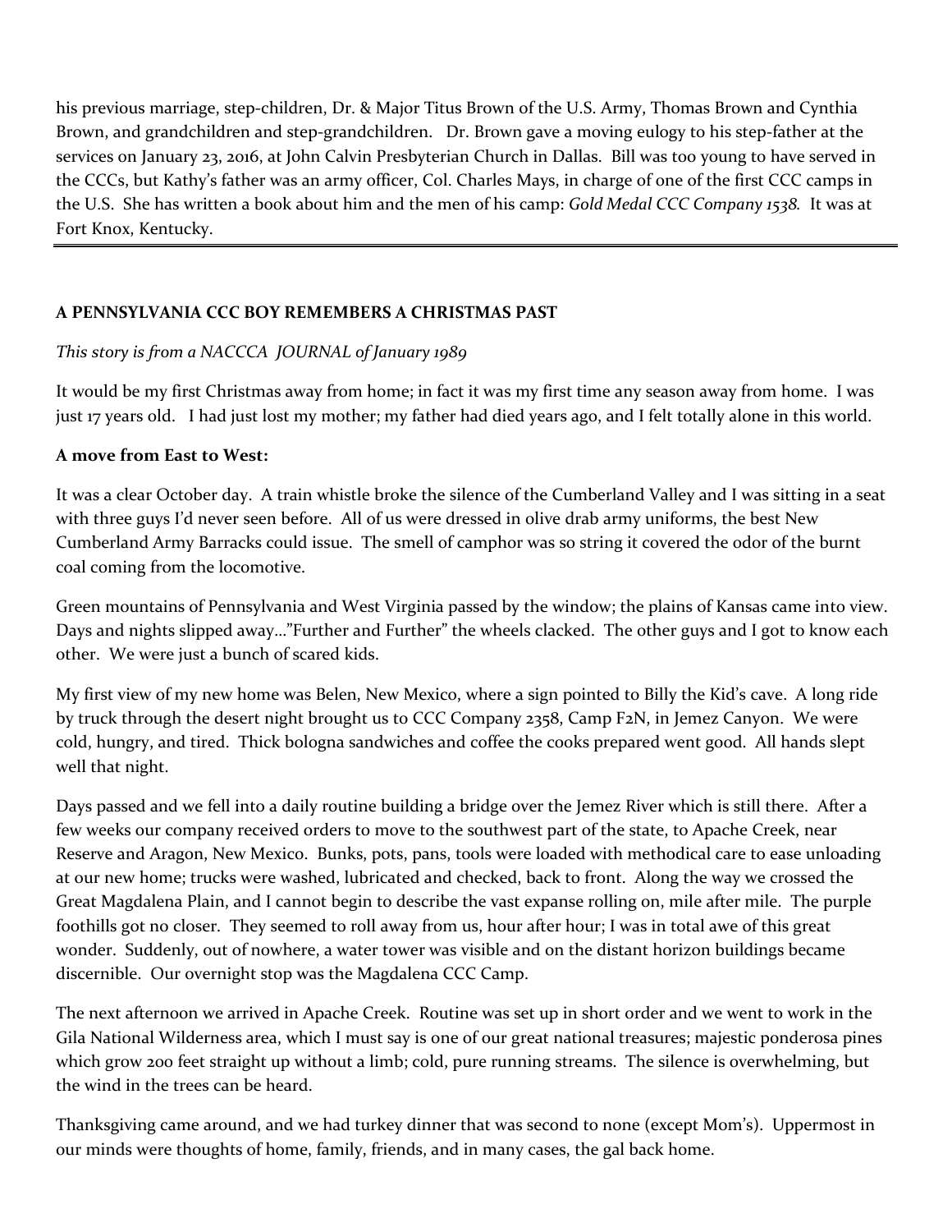his previous marriage, step-children, Dr. & Major Titus Brown of the U.S. Army, Thomas Brown and Cynthia Brown, and grandchildren and step-grandchildren. Dr. Brown gave a moving eulogy to his step-father at the services on January 23, 2016, at John Calvin Presbyterian Church in Dallas. Bill was too young to have served in the CCCs, but Kathy's father was an army officer, Col. Charles Mays, in charge of one of the first CCC camps in the U.S. She has written a book about him and the men of his camp: *Gold Medal CCC Company 1538*. It was at Fort Knox, Kentucky.

---

**A PENNSYLVANIA CCC BOY REMEMBERS A CHRISTMAS PAST**

*This story is from a NACCCA JOURNAL of January 1989*

It would be my first Christmas away from home; in fact it was my first time any season away from home. I was just 17 years old. I had just lost my mother; my father had died years ago, and I felt totally alone in this world.

**A move from East to West:**

It was a clear October day. A train whistle broke the silence of the Cumberland Valley and I was sitting in a seat with three guys I'd never seen before. All of us were dressed in olive drab army uniforms, the best New Cumberland Army Barracks could issue. The smell of camphor was so string it covered the odor of the burnt coal coming from the locomotive.

Green mountains of Pennsylvania and West Virginia passed by the window; the plains of Kansas came into view. Days and nights slipped away…"Further and Further" the wheels clacked. The other guys and I got to know each other. We were just a bunch of scared kids.

My first view of my new home was Belen, New Mexico, where a sign pointed to Billy the Kid's cave. A long ride by truck through the desert night brought us to CCC Company 2358, Camp F2N, in Jemez Canyon. We were cold, hungry, and tired. Thick bologna sandwiches and coffee the cooks prepared went good. All hands slept well that night.

Days passed and we fell into a daily routine building a bridge over the Jemez River which is still there. After a few weeks our company received orders to move to the southwest part of the state, to Apache Creek, near Reserve and Aragon, New Mexico. Bunks, pots, pans, tools were loaded with methodical care to ease unloading at our new home; trucks were washed, lubricated and checked, back to front. Along the way we crossed the Great Magdalena Plain, and I cannot begin to describe the vast expanse rolling on, mile after mile. The purple foothills got no closer. They seemed to roll away from us, hour after hour; I was in total awe of this great wonder. Suddenly, out of nowhere, a water tower was visible and on the distant horizon buildings became discernible. Our overnight stop was the Magdalena CCC Camp.

The next afternoon we arrived in Apache Creek. Routine was set up in short order and we went to work in the Gila National Wilderness area, which I must say is one of our great national treasures; majestic ponderosa pines which grow 200 feet straight up without a limb; cold, pure running streams. The silence is overwhelming, but the wind in the trees can be heard.

Thanksgiving came around, and we had turkey dinner that was second to none (except Mom's). Uppermost in our minds were thoughts of home, family, friends, and in many cases, the gal back home.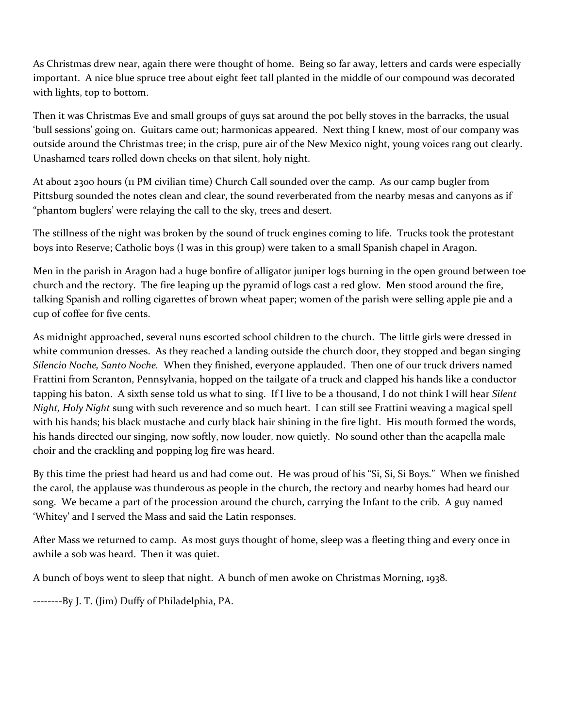As Christmas drew near, again there were thought of home. Being so far away, letters and cards were especially important. A nice blue spruce tree about eight feet tall planted in the middle of our compound was decorated with lights, top to bottom.

Then it was Christmas Eve and small groups of guys sat around the pot belly stoves in the barracks, the usual 'bull sessions' going on. Guitars came out; harmonicas appeared. Next thing I knew, most of our company was outside around the Christmas tree; in the crisp, pure air of the New Mexico night, young voices rang out clearly. Unashamed tears rolled down cheeks on that silent, holy night.

At about 2300 hours (11 PM civilian time) Church Call sounded over the camp. As our camp bugler from Pittsburg sounded the notes clean and clear, the sound reverberated from the nearby mesas and canyons as if "phantom buglers' were relaying the call to the sky, trees and desert.

The stillness of the night was broken by the sound of truck engines coming to life. Trucks took the protestant boys into Reserve; Catholic boys (I was in this group) were taken to a small Spanish chapel in Aragon.

Men in the parish in Aragon had a huge bonfire of alligator juniper logs burning in the open ground between toe church and the rectory. The fire leaping up the pyramid of logs cast a red glow. Men stood around the fire, talking Spanish and rolling cigarettes of brown wheat paper; women of the parish were selling apple pie and a cup of coffee for five cents.

As midnight approached, several nuns escorted school children to the church. The little girls were dressed in white communion dresses. As they reached a landing outside the church door, they stopped and began singing *Silencio Noche, Santo Noche.* When they finished, everyone applauded. Then one of our truck drivers named Frattini from Scranton, Pennsylvania, hopped on the tailgate of a truck and clapped his hands like a conductor tapping his baton. A sixth sense told us what to sing. If I live to be a thousand, I do not think I will hear *Silent Night, Holy Night* sung with such reverence and so much heart. I can still see Frattini weaving a magical spell with his hands; his black mustache and curly black hair shining in the fire light. His mouth formed the words, his hands directed our singing, now softly, now louder, now quietly. No sound other than the acapella male choir and the crackling and popping log fire was heard.

By this time the priest had heard us and had come out. He was proud of his "Si, Si, Si Boys." When we finished the carol, the applause was thunderous as people in the church, the rectory and nearby homes had heard our song. We became a part of the procession around the church, carrying the Infant to the crib. A guy named 'Whitey' and I served the Mass and said the Latin responses.

After Mass we returned to camp. As most guys thought of home, sleep was a fleeting thing and every once in awhile a sob was heard. Then it was quiet.

A bunch of boys went to sleep that night. A bunch of men awoke on Christmas Morning, 1938.

--------By J. T. (Jim) Duffy of Philadelphia, PA.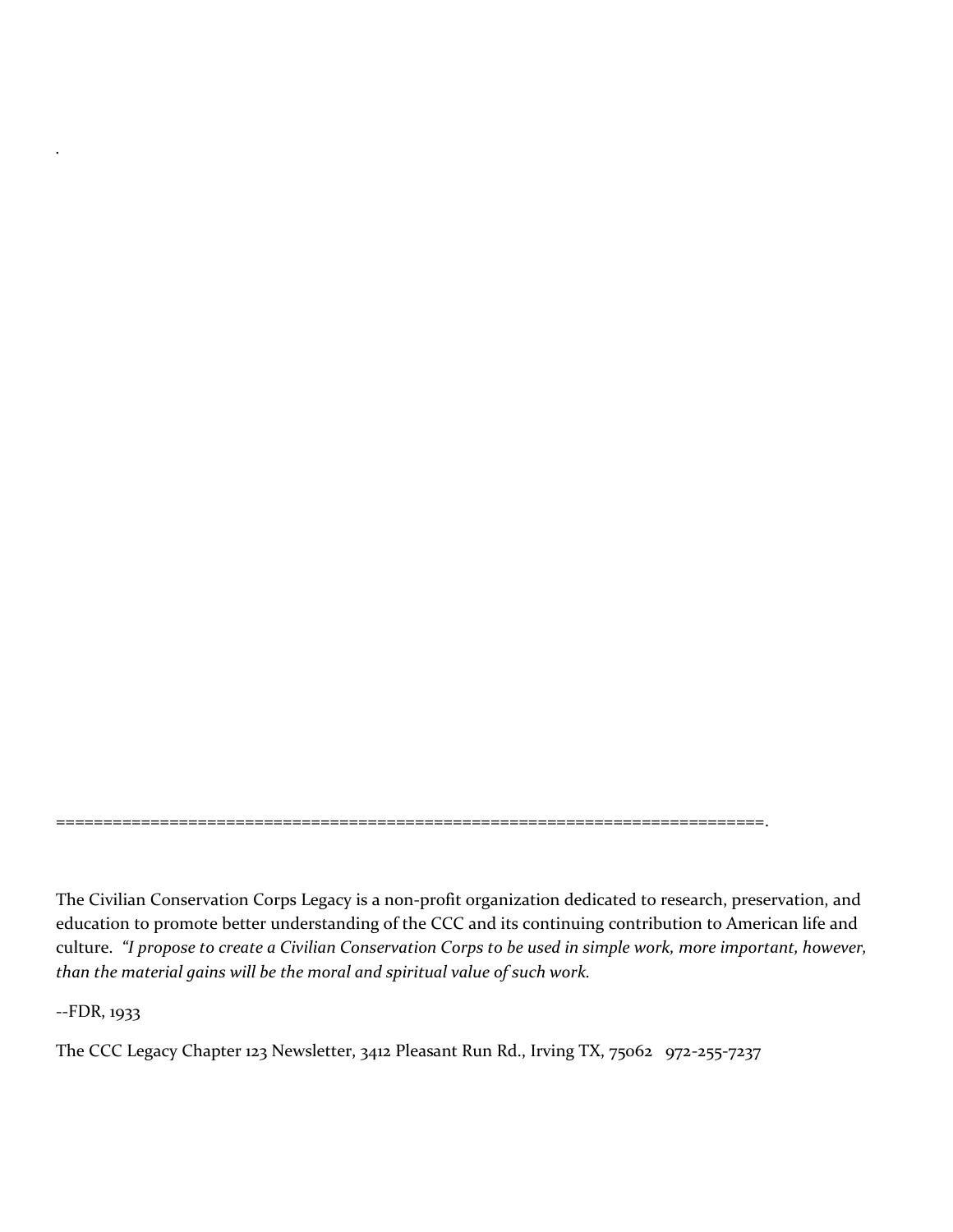.

===========================================================================.

The Civilian Conservation Corps Legacy is a non-profit organization dedicated to research, preservation, and education to promote better understanding of the CCC and its continuing contribution to American life and culture. *"I propose to create a Civilian Conservation Corps to be used in simple work, more important, however, than the material gains will be the moral and spiritual value of such work.*

--FDR, 1933

The CCC Legacy Chapter 123 Newsletter, 3412 Pleasant Run Rd., Irving TX, 75062 972-255-7237